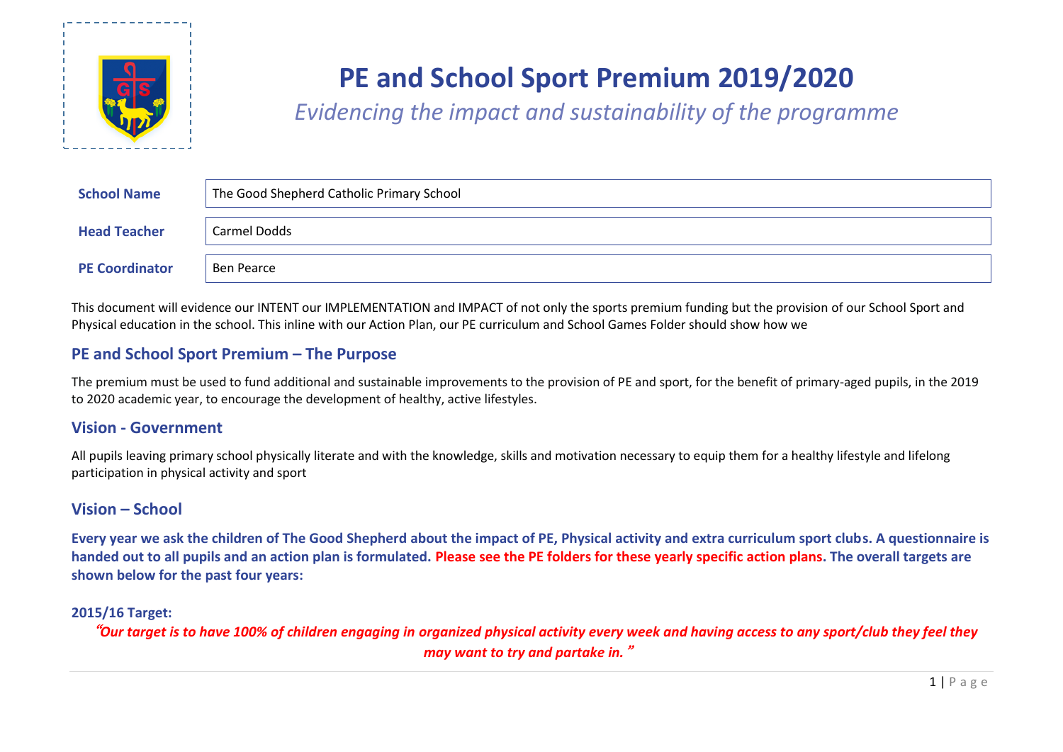# PE and School Sport Premium 2019/2020

*Evidencing the impact and sustainability of the programme*

| | |
|---|---|
| **School Name** | The Good Shepherd Catholic Primary School |
| **Head Teacher** | Carmel Dodds |
| **PE Coordinator** | Ben Pearce |

This document will evidence our INTENT our IMPLEMENTATION and IMPACT of not only the sports premium funding but the provision of our School Sport and Physical education in the school. This inline with our Action Plan, our PE curriculum and School Games Folder should show how we

## PE and School Sport Premium – The Purpose

The premium must be used to fund additional and sustainable improvements to the provision of PE and sport, for the benefit of primary-aged pupils, in the 2019 to 2020 academic year, to encourage the development of healthy, active lifestyles.

## Vision - Government

All pupils leaving primary school physically literate and with the knowledge, skills and motivation necessary to equip them for a healthy lifestyle and lifelong participation in physical activity and sport

## Vision – School

**Every year we ask the children of The Good Shepherd about the impact of PE, Physical activity and extra curriculum sport clubs. A questionnaire is handed out to all pupils and an action plan is formulated. Please see the PE folders for these yearly specific action plans. The overall targets are shown below for the past four years:**

**2015/16 Target:**

***"Our target is to have 100% of children engaging in organized physical activity every week and having access to any sport/club they feel they may want to try and partake in."***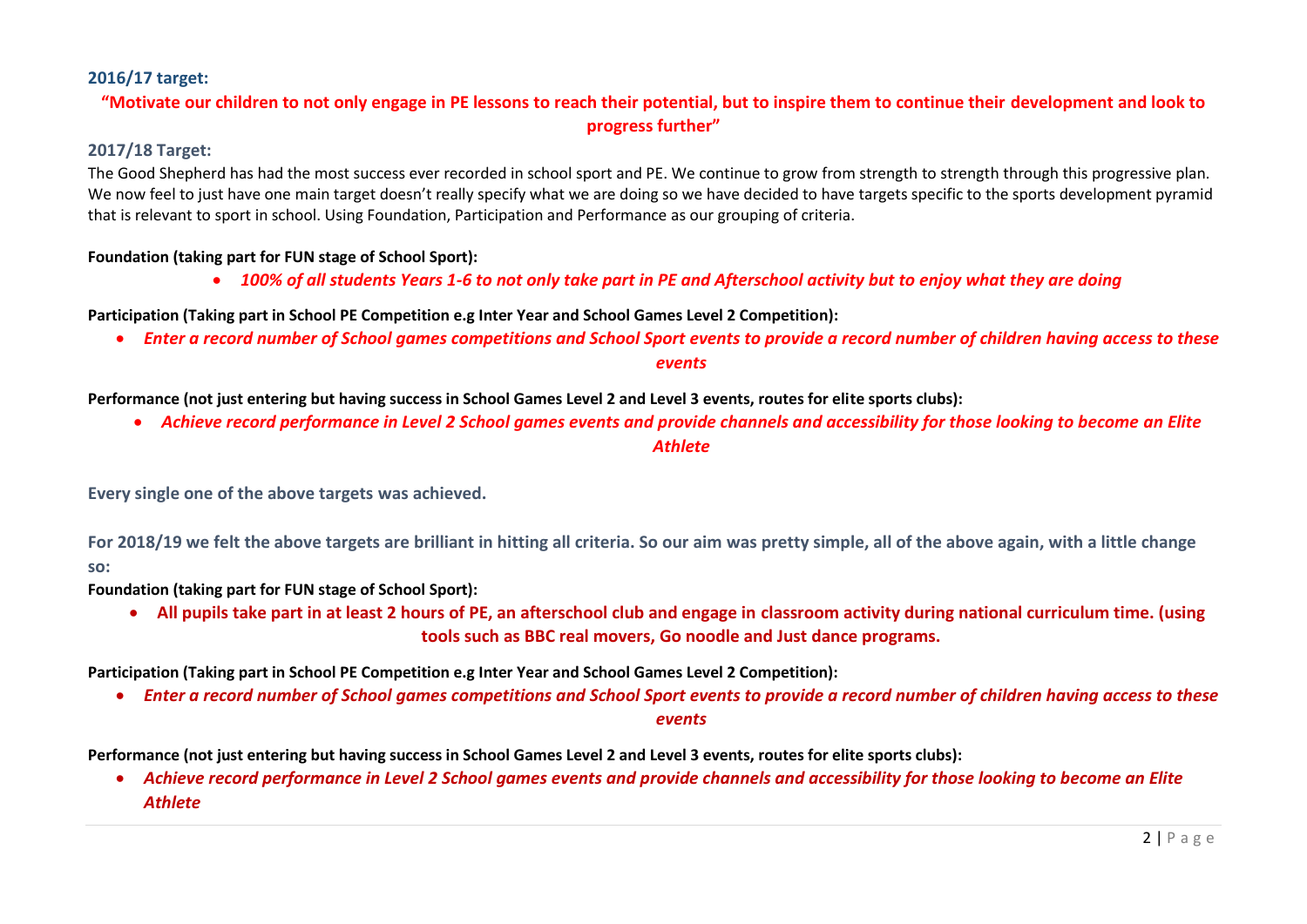### 2016/17 target:

**"Motivate our children to not only engage in PE lessons to reach their potential, but to inspire them to continue their development and look to progress further"**

### 2017/18 Target:

The Good Shepherd has had the most success ever recorded in school sport and PE. We continue to grow from strength to strength through this progressive plan. We now feel to just have one main target doesn't really specify what we are doing so we have decided to have targets specific to the sports development pyramid that is relevant to sport in school. Using Foundation, Participation and Performance as our grouping of criteria.

**Foundation (taking part for FUN stage of School Sport):**

- ***100% of all students Years 1-6 to not only take part in PE and Afterschool activity but to enjoy what they are doing***

**Participation (Taking part in School PE Competition e.g Inter Year and School Games Level 2 Competition):**

- ***Enter a record number of School games competitions and School Sport events to provide a record number of children having access to these events***

**Performance (not just entering but having success in School Games Level 2 and Level 3 events, routes for elite sports clubs):**

- ***Achieve record performance in Level 2 School games events and provide channels and accessibility for those looking to become an Elite Athlete***

**Every single one of the above targets was achieved.**

**For 2018/19 we felt the above targets are brilliant in hitting all criteria. So our aim was pretty simple, all of the above again, with a little change so:**

**Foundation (taking part for FUN stage of School Sport):**

- **All pupils take part in at least 2 hours of PE, an afterschool club and engage in classroom activity during national curriculum time. (using tools such as BBC real movers, Go noodle and Just dance programs.**

**Participation (Taking part in School PE Competition e.g Inter Year and School Games Level 2 Competition):**

- ***Enter a record number of School games competitions and School Sport events to provide a record number of children having access to these events***

**Performance (not just entering but having success in School Games Level 2 and Level 3 events, routes for elite sports clubs):**

- ***Achieve record performance in Level 2 School games events and provide channels and accessibility for those looking to become an Elite Athlete***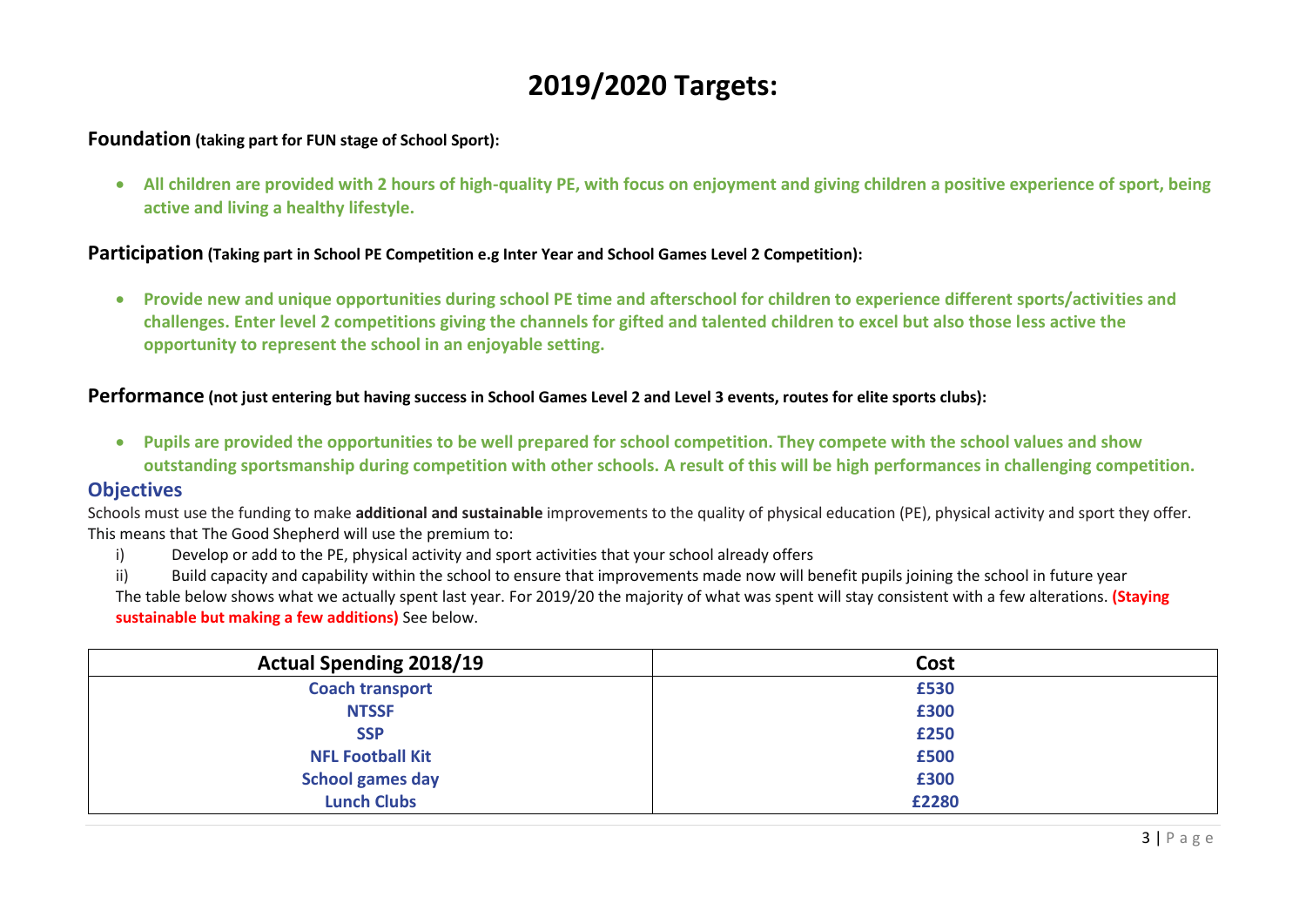# 2019/2020 Targets:

### Foundation (taking part for FUN stage of School Sport):

- **All children are provided with 2 hours of high-quality PE, with focus on enjoyment and giving children a positive experience of sport, being active and living a healthy lifestyle.**

### Participation (Taking part in School PE Competition e.g Inter Year and School Games Level 2 Competition):

- **Provide new and unique opportunities during school PE time and afterschool for children to experience different sports/activities and challenges. Enter level 2 competitions giving the channels for gifted and talented children to excel but also those less active the opportunity to represent the school in an enjoyable setting.**

### Performance (not just entering but having success in School Games Level 2 and Level 3 events, routes for elite sports clubs):

- **Pupils are provided the opportunities to be well prepared for school competition. They compete with the school values and show outstanding sportsmanship during competition with other schools. A result of this will be high performances in challenging competition.**

## Objectives

Schools must use the funding to make **additional and sustainable** improvements to the quality of physical education (PE), physical activity and sport they offer. This means that The Good Shepherd will use the premium to:

i) Develop or add to the PE, physical activity and sport activities that your school already offers

ii) Build capacity and capability within the school to ensure that improvements made now will benefit pupils joining the school in future year

The table below shows what we actually spent last year. For 2019/20 the majority of what was spent will stay consistent with a few alterations. **(Staying sustainable but making a few additions)** See below.

| Actual Spending 2018/19 | Cost |
|---|---|
| Coach transport | £530 |
| NTSSF | £300 |
| SSP | £250 |
| NFL Football Kit | £500 |
| School games day | £300 |
| Lunch Clubs | £2280 |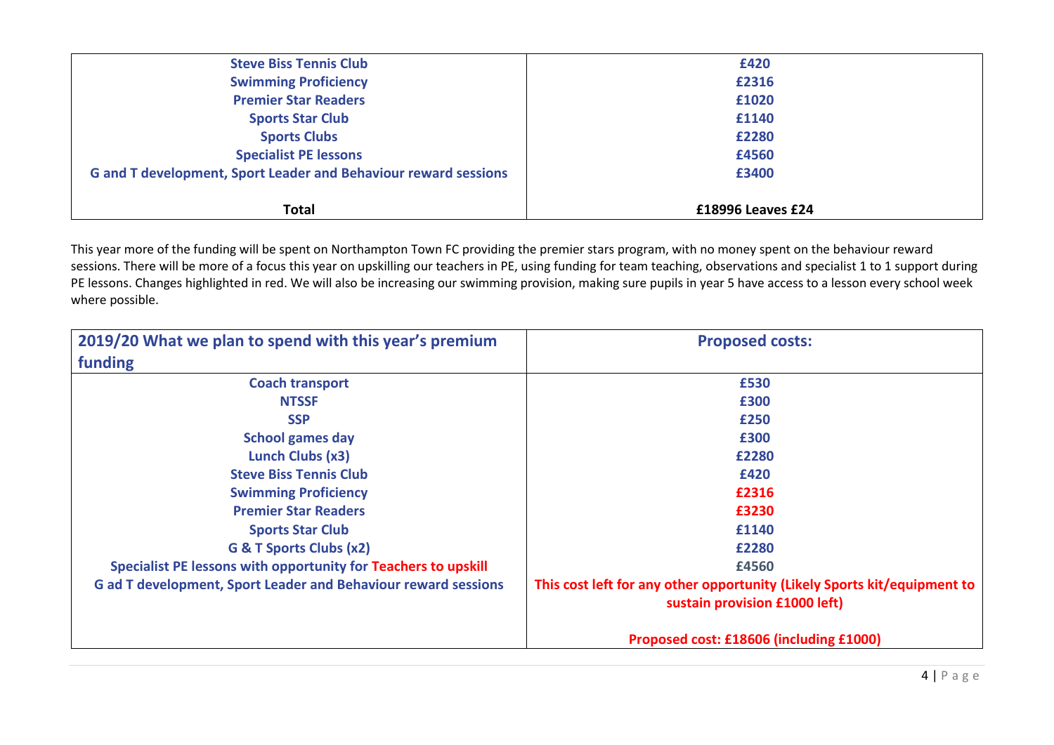| | |
|---|---|
| Steve Biss Tennis Club | £420 |
| Swimming Proficiency | £2316 |
| Premier Star Readers | £1020 |
| Sports Star Club | £1140 |
| Sports Clubs | £2280 |
| Specialist PE lessons | £4560 |
| G and T development, Sport Leader and Behaviour reward sessions | £3400 |
| **Total** | **£18996 Leaves £24** |

This year more of the funding will be spent on Northampton Town FC providing the premier stars program, with no money spent on the behaviour reward sessions. There will be more of a focus this year on upskilling our teachers in PE, using funding for team teaching, observations and specialist 1 to 1 support during PE lessons. Changes highlighted in red. We will also be increasing our swimming provision, making sure pupils in year 5 have access to a lesson every school week where possible.

| 2019/20 What we plan to spend with this year's premium funding | Proposed costs: |
|---|---|
| Coach transport | £530 |
| NTSSF | £300 |
| SSP | £250 |
| School games day | £300 |
| Lunch Clubs (x3) | £2280 |
| Steve Biss Tennis Club | £420 |
| Swimming Proficiency | £2316 |
| Premier Star Readers | £3230 |
| Sports Star Club | £1140 |
| G & T Sports Clubs (x2) | £2280 |
| Specialist PE lessons with opportunity for Teachers to upskill | £4560 |
| G ad T development, Sport Leader and Behaviour reward sessions | This cost left for any other opportunity (Likely Sports kit/equipment to sustain provision £1000 left)<br><br>Proposed cost: £18606 (including £1000) |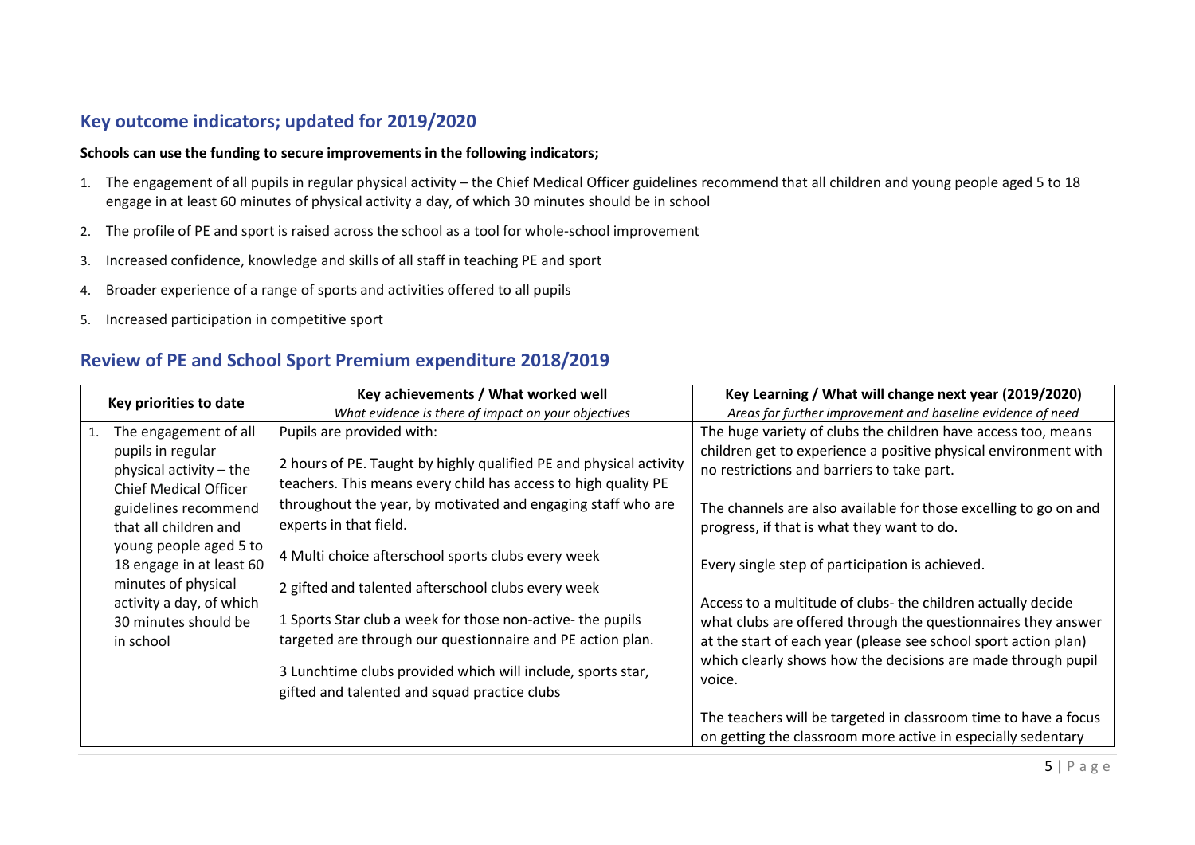## Key outcome indicators; updated for 2019/2020

**Schools can use the funding to secure improvements in the following indicators;**

1. The engagement of all pupils in regular physical activity – the Chief Medical Officer guidelines recommend that all children and young people aged 5 to 18 engage in at least 60 minutes of physical activity a day, of which 30 minutes should be in school
2. The profile of PE and sport is raised across the school as a tool for whole-school improvement
3. Increased confidence, knowledge and skills of all staff in teaching PE and sport
4. Broader experience of a range of sports and activities offered to all pupils
5. Increased participation in competitive sport

## Review of PE and School Sport Premium expenditure 2018/2019

| Key priorities to date | Key achievements / What worked well<br>*What evidence is there of impact on your objectives* | Key Learning / What will change next year (2019/2020)<br>*Areas for further improvement and baseline evidence of need* |
|---|---|---|
| 1. The engagement of all pupils in regular physical activity – the Chief Medical Officer guidelines recommend that all children and young people aged 5 to 18 engage in at least 60 minutes of physical activity a day, of which 30 minutes should be in school | Pupils are provided with:<br><br>2 hours of PE. Taught by highly qualified PE and physical activity teachers. This means every child has access to high quality PE throughout the year, by motivated and engaging staff who are experts in that field.<br><br>4 Multi choice afterschool sports clubs every week<br><br>2 gifted and talented afterschool clubs every week<br><br>1 Sports Star club a week for those non-active- the pupils targeted are through our questionnaire and PE action plan.<br><br>3 Lunchtime clubs provided which will include, sports star, gifted and talented and squad practice clubs | The huge variety of clubs the children have access too, means children get to experience a positive physical environment with no restrictions and barriers to take part.<br><br>The channels are also available for those excelling to go on and progress, if that is what they want to do.<br><br>Every single step of participation is achieved.<br><br>Access to a multitude of clubs- the children actually decide what clubs are offered through the questionnaires they answer at the start of each year (please see school sport action plan) which clearly shows how the decisions are made through pupil voice.<br><br>The teachers will be targeted in classroom time to have a focus on getting the classroom more active in especially sedentary |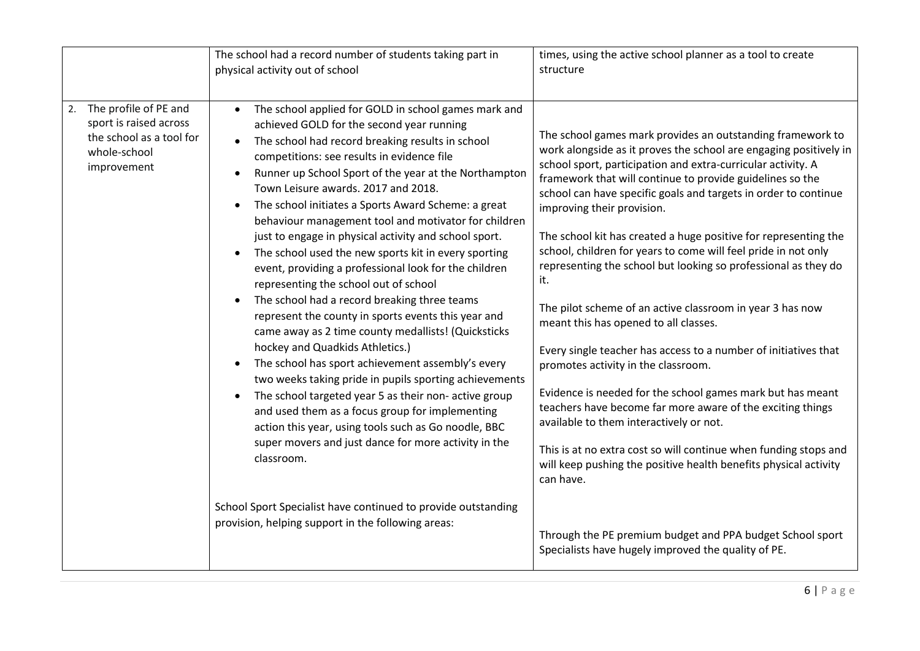| | | |
|---|---|---|
| | The school had a record number of students taking part in physical activity out of school | times, using the active school planner as a tool to create structure |
| 2. The profile of PE and sport is raised across the school as a tool for whole-school improvement | • The school applied for GOLD in school games mark and achieved GOLD for the second year running<br>• The school had record breaking results in school competitions: see results in evidence file<br>• Runner up School Sport of the year at the Northampton Town Leisure awards. 2017 and 2018.<br>• The school initiates a Sports Award Scheme: a great behaviour management tool and motivator for children just to engage in physical activity and school sport.<br>• The school used the new sports kit in every sporting event, providing a professional look for the children representing the school out of school<br>• The school had a record breaking three teams represent the county in sports events this year and came away as 2 time county medallists! (Quicksticks hockey and Quadkids Athletics.)<br>• The school has sport achievement assembly's every two weeks taking pride in pupils sporting achievements<br>• The school targeted year 5 as their non- active group and used them as a focus group for implementing action this year, using tools such as Go noodle, BBC super movers and just dance for more activity in the classroom.<br><br>School Sport Specialist have continued to provide outstanding provision, helping support in the following areas: | The school games mark provides an outstanding framework to work alongside as it proves the school are engaging positively in school sport, participation and extra-curricular activity. A framework that will continue to provide guidelines so the school can have specific goals and targets in order to continue improving their provision.<br><br>The school kit has created a huge positive for representing the school, children for years to come will feel pride in not only representing the school but looking so professional as they do it.<br><br>The pilot scheme of an active classroom in year 3 has now meant this has opened to all classes.<br><br>Every single teacher has access to a number of initiatives that promotes activity in the classroom.<br><br>Evidence is needed for the school games mark but has meant teachers have become far more aware of the exciting things available to them interactively or not.<br><br>This is at no extra cost so will continue when funding stops and will keep pushing the positive health benefits physical activity can have.<br><br>Through the PE premium budget and PPA budget School sport Specialists have hugely improved the quality of PE. |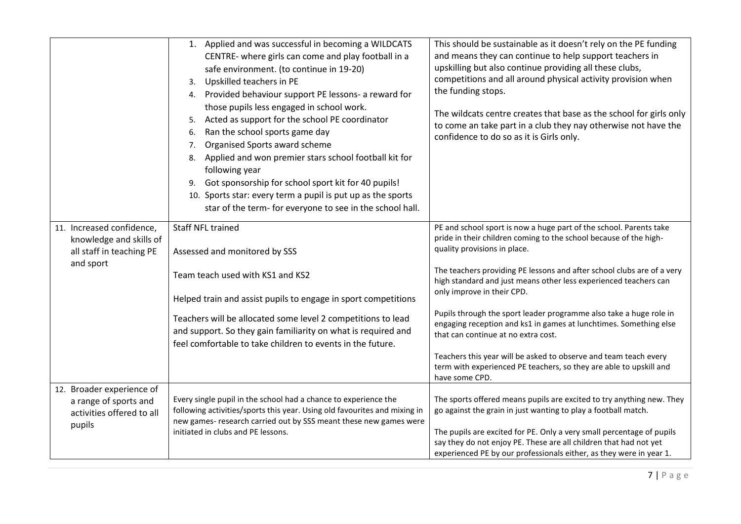| | | |
|---|---|---|
| | 1. Applied and was successful in becoming a WILDCATS CENTRE- where girls can come and play football in a safe environment. (to continue in 19-20)<br>3. Upskilled teachers in PE<br>4. Provided behaviour support PE lessons- a reward for those pupils less engaged in school work.<br>5. Acted as support for the school PE coordinator<br>6. Ran the school sports game day<br>7. Organised Sports award scheme<br>8. Applied and won premier stars school football kit for following year<br>9. Got sponsorship for school sport kit for 40 pupils!<br>10. Sports star: every term a pupil is put up as the sports star of the term- for everyone to see in the school hall. | This should be sustainable as it doesn't rely on the PE funding and means they can continue to help support teachers in upskilling but also continue providing all these clubs, competitions and all around physical activity provision when the funding stops.<br><br>The wildcats centre creates that base as the school for girls only to come an take part in a club they nay otherwise not have the confidence to do so as it is Girls only. |
| 11. Increased confidence, knowledge and skills of all staff in teaching PE and sport | Staff NFL trained<br><br>Assessed and monitored by SSS<br><br>Team teach used with KS1 and KS2<br><br>Helped train and assist pupils to engage in sport competitions<br><br>Teachers will be allocated some level 2 competitions to lead and support. So they gain familiarity on what is required and feel comfortable to take children to events in the future. | PE and school sport is now a huge part of the school. Parents take pride in their children coming to the school because of the high-quality provisions in place.<br><br>The teachers providing PE lessons and after school clubs are of a very high standard and just means other less experienced teachers can only improve in their CPD.<br><br>Pupils through the sport leader programme also take a huge role in engaging reception and ks1 in games at lunchtimes. Something else that can continue at no extra cost.<br><br>Teachers this year will be asked to observe and team teach every term with experienced PE teachers, so they are able to upskill and have some CPD. |
| 12. Broader experience of a range of sports and activities offered to all pupils | Every single pupil in the school had a chance to experience the following activities/sports this year. Using old favourites and mixing in new games- research carried out by SSS meant these new games were initiated in clubs and PE lessons. | The sports offered means pupils are excited to try anything new. They go against the grain in just wanting to play a football match.<br><br>The pupils are excited for PE. Only a very small percentage of pupils say they do not enjoy PE. These are all children that had not yet experienced PE by our professionals either, as they were in year 1. |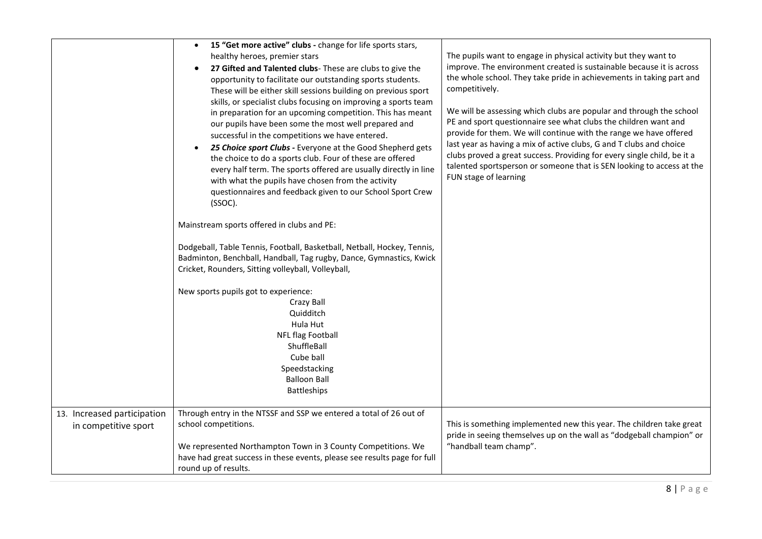| | | |
|---|---|---|
| | • **15 "Get more active" clubs -** change for life sports stars, healthy heroes, premier stars<br>• **27 Gifted and Talented clubs**- These are clubs to give the opportunity to facilitate our outstanding sports students. These will be either skill sessions building on previous sport skills, or specialist clubs focusing on improving a sports team in preparation for an upcoming competition. This has meant our pupils have been some the most well prepared and successful in the competitions we have entered.<br>• ***25 Choice sport Clubs -*** Everyone at the Good Shepherd gets the choice to do a sports club. Four of these are offered every half term. The sports offered are usually directly in line with what the pupils have chosen from the activity questionnaires and feedback given to our School Sport Crew (SSOC).<br><br>Mainstream sports offered in clubs and PE:<br><br>Dodgeball, Table Tennis, Football, Basketball, Netball, Hockey, Tennis, Badminton, Benchball, Handball, Tag rugby, Dance, Gymnastics, Kwick Cricket, Rounders, Sitting volleyball, Volleyball,<br><br>New sports pupils got to experience:<br>Crazy Ball<br>Quidditch<br>Hula Hut<br>NFL flag Football<br>ShuffleBall<br>Cube ball<br>Speedstacking<br>Balloon Ball<br>Battleships | The pupils want to engage in physical activity but they want to improve. The environment created is sustainable because it is across the whole school. They take pride in achievements in taking part and competitively.<br><br>We will be assessing which clubs are popular and through the school PE and sport questionnaire see what clubs the children want and provide for them. We will continue with the range we have offered last year as having a mix of active clubs, G and T clubs and choice clubs proved a great success. Providing for every single child, be it a talented sportsperson or someone that is SEN looking to access at the FUN stage of learning |
| 13. Increased participation in competitive sport | Through entry in the NTSSF and SSP we entered a total of 26 out of school competitions.<br><br>We represented Northampton Town in 3 County Competitions. We have had great success in these events, please see results page for full round up of results. | This is something implemented new this year. The children take great pride in seeing themselves up on the wall as "dodgeball champion" or "handball team champ". |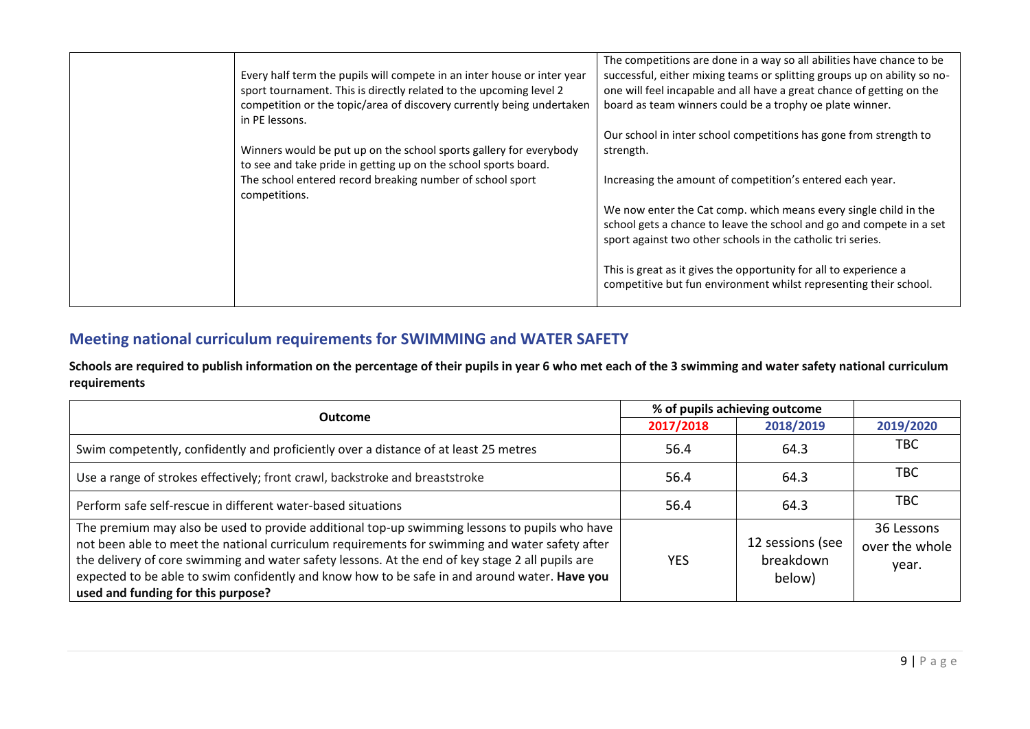| | | |
|---|---|---|
| | Every half term the pupils will compete in an inter house or inter year sport tournament. This is directly related to the upcoming level 2 competition or the topic/area of discovery currently being undertaken in PE lessons.<br><br>Winners would be put up on the school sports gallery for everybody to see and take pride in getting up on the school sports board.<br>The school entered record breaking number of school sport competitions. | The competitions are done in a way so all abilities have chance to be successful, either mixing teams or splitting groups up on ability so no-one will feel incapable and all have a great chance of getting on the board as team winners could be a trophy oe plate winner.<br><br>Our school in inter school competitions has gone from strength to strength.<br><br>Increasing the amount of competition's entered each year.<br><br>We now enter the Cat comp. which means every single child in the school gets a chance to leave the school and go and compete in a set sport against two other schools in the catholic tri series.<br><br>This is great as it gives the opportunity for all to experience a competitive but fun environment whilst representing their school. |

## Meeting national curriculum requirements for SWIMMING and WATER SAFETY

**Schools are required to publish information on the percentage of their pupils in year 6 who met each of the 3 swimming and water safety national curriculum requirements**

| Outcome | % of pupils achieving outcome | | |
|---|---|---|---|
| | 2017/2018 | 2018/2019 | 2019/2020 |
| Swim competently, confidently and proficiently over a distance of at least 25 metres | 56.4 | 64.3 | TBC |
| Use a range of strokes effectively; front crawl, backstroke and breaststroke | 56.4 | 64.3 | TBC |
| Perform safe self-rescue in different water-based situations | 56.4 | 64.3 | TBC |
| The premium may also be used to provide additional top-up swimming lessons to pupils who have not been able to meet the national curriculum requirements for swimming and water safety after the delivery of core swimming and water safety lessons. At the end of key stage 2 all pupils are expected to be able to swim confidently and know how to be safe in and around water. **Have you used and funding for this purpose?** | YES | 12 sessions (see breakdown below) | 36 Lessons over the whole year. |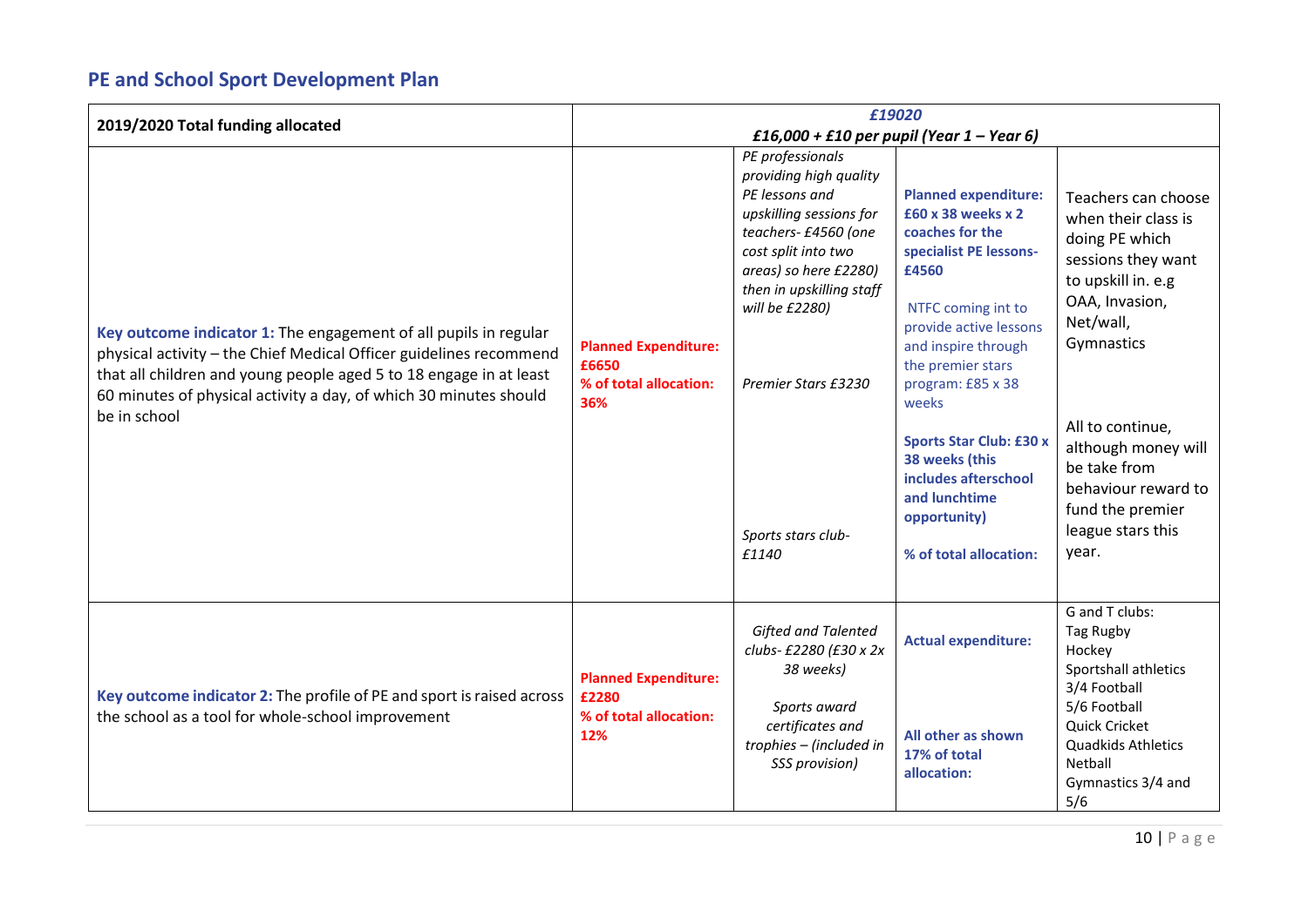## PE and School Sport Development Plan

| 2019/2020 Total funding allocated | *£19020*<br>*£16,000 + £10 per pupil (Year 1 – Year 6)* | | | |
|---|---|---|---|---|
| **Key outcome indicator 1:** The engagement of all pupils in regular physical activity – the Chief Medical Officer guidelines recommend that all children and young people aged 5 to 18 engage in at least 60 minutes of physical activity a day, of which 30 minutes should be in school | **Planned Expenditure: £6650**<br>**% of total allocation: 36%** | *PE professionals providing high quality PE lessons and upskilling sessions for teachers- £4560 (one cost split into two areas) so here £2280) then in upskilling staff will be £2280)*<br><br>*Premier Stars £3230*<br><br>*Sports stars club- £1140* | **Planned expenditure: £60 x 38 weeks x 2 coaches for the specialist PE lessons- £4560**<br><br>NTFC coming int to provide active lessons and inspire through the premier stars program: £85 x 38 weeks<br><br>**Sports Star Club: £30 x 38 weeks (this includes afterschool and lunchtime opportunity)**<br><br>**% of total allocation:** | Teachers can choose when their class is doing PE which sessions they want to upskill in. e.g OAA, Invasion, Net/wall, Gymnastics<br><br>All to continue, although money will be take from behaviour reward to fund the premier league stars this year. |
| **Key outcome indicator 2:** The profile of PE and sport is raised across the school as a tool for whole-school improvement | **Planned Expenditure: £2280**<br>**% of total allocation: 12%** | *Gifted and Talented clubs- £2280 (£30 x 2x 38 weeks)*<br><br>*Sports award certificates and trophies – (included in SSS provision)* | **Actual expenditure:**<br><br>**All other as shown 17% of total allocation:** | G and T clubs:<br>Tag Rugby<br>Hockey<br>Sportshall athletics<br>3/4 Football<br>5/6 Football<br>Quick Cricket<br>Quadkids Athletics<br>Netball<br>Gymnastics 3/4 and 5/6 |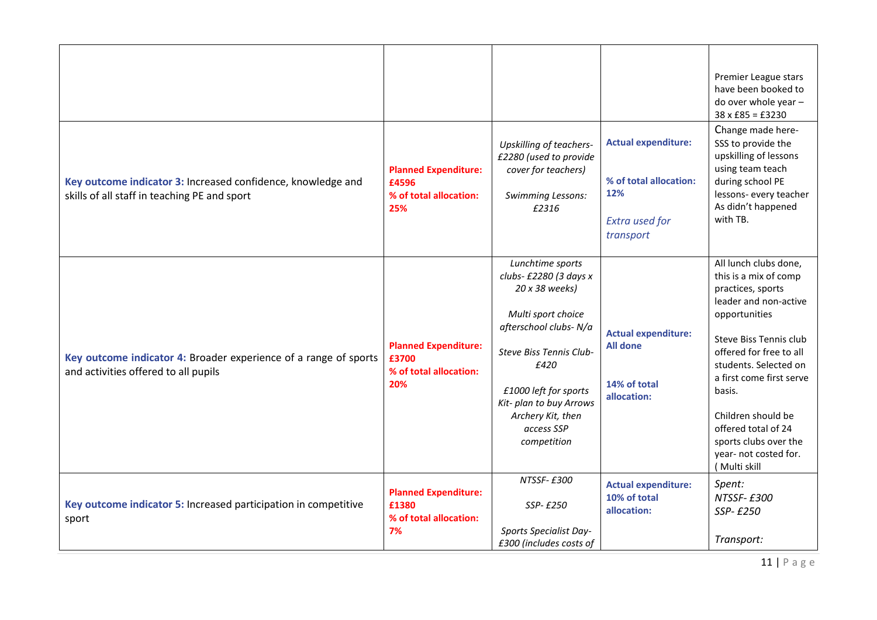| | | | | |
|---|---|---|---|---|
| | | | | Premier League stars have been booked to do over whole year – 38 x £85 = £3230 |
| **Key outcome indicator 3:** Increased confidence, knowledge and skills of all staff in teaching PE and sport | **Planned Expenditure: £4596**<br>**% of total allocation: 25%** | *Upskilling of teachers- £2280 (used to provide cover for teachers)*<br><br>*Swimming Lessons: £2316* | **Actual expenditure:**<br><br>**% of total allocation: 12%**<br><br>*Extra used for transport* | Change made here- SSS to provide the upskilling of lessons using team teach during school PE lessons- every teacher As didn't happened with TB. |
| **Key outcome indicator 4:** Broader experience of a range of sports and activities offered to all pupils | **Planned Expenditure: £3700**<br>**% of total allocation: 20%** | *Lunchtime sports clubs- £2280 (3 days x 20 x 38 weeks)*<br><br>*Multi sport choice afterschool clubs- N/a*<br><br>*Steve Biss Tennis Club- £420*<br><br>*£1000 left for sports Kit- plan to buy Arrows Archery Kit, then access SSP competition* | **Actual expenditure: All done**<br><br>**14% of total allocation:** | All lunch clubs done, this is a mix of comp practices, sports leader and non-active opportunities<br><br>Steve Biss Tennis club offered for free to all students. Selected on a first come first serve basis.<br><br>Children should be offered total of 24 sports clubs over the year- not costed for. ( Multi skill |
| **Key outcome indicator 5:** Increased participation in competitive sport | **Planned Expenditure: £1380**<br>**% of total allocation: 7%** | *NTSSF- £300*<br><br>*SSP- £250*<br><br>*Sports Specialist Day- £300 (includes costs of* | **Actual expenditure: 10% of total allocation:** | *Spent:*<br>*NTSSF- £300*<br>*SSP- £250*<br><br>*Transport:* |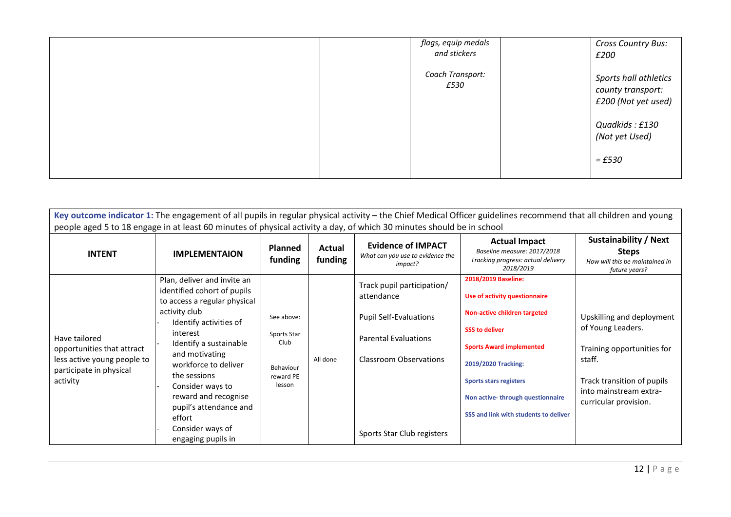| | | | | |
|---|---|---|---|---|
| | | *flags, equip medals and stickers*<br><br>*Coach Transport: £530* | | *Cross Country Bus: £200*<br><br>*Sports hall athletics county transport: £200 (Not yet used)*<br><br>*Quadkids : £130 (Not yet Used)*<br><br>*= £530* |

**Key outcome indicator 1:** The engagement of all pupils in regular physical activity – the Chief Medical Officer guidelines recommend that all children and young people aged 5 to 18 engage in at least 60 minutes of physical activity a day, of which 30 minutes should be in school

| INTENT | IMPLEMENTAION | Planned funding | Actual funding | Evidence of IMPACT<br>*What can you use to evidence the impact?* | Actual Impact<br>*Baseline measure: 2017/2018*<br>*Tracking progress: actual delivery 2018/2019* | Sustainability / Next Steps<br>*How will this be maintained in future years?* |
|---|---|---|---|---|---|---|
| Have tailored opportunities that attract less active young people to participate in physical activity | Plan, deliver and invite an identified cohort of pupils to access a regular physical activity club<br>- Identify activities of interest<br>- Identify a sustainable and motivating workforce to deliver the sessions<br>- Consider ways to reward and recognise pupil's attendance and effort<br>- Consider ways of engaging pupils in | See above:<br><br>Sports Star Club<br><br>Behaviour reward PE lesson | All done | Track pupil participation/ attendance<br><br>Pupil Self-Evaluations<br><br>Parental Evaluations<br><br>Classroom Observations<br><br>Sports Star Club registers | **2018/2019 Baseline:**<br><br>**Use of activity questionnaire**<br><br>**Non-active children targeted**<br><br>**SSS to deliver**<br><br>**Sports Award implemented**<br><br>**2019/2020 Tracking:**<br><br>**Sports stars registers**<br><br>**Non active- through questionnaire**<br><br>**SSS and link with students to deliver** | Upskilling and deployment of Young Leaders.<br><br>Training opportunities for staff.<br><br>Track transition of pupils into mainstream extra-curricular provision. |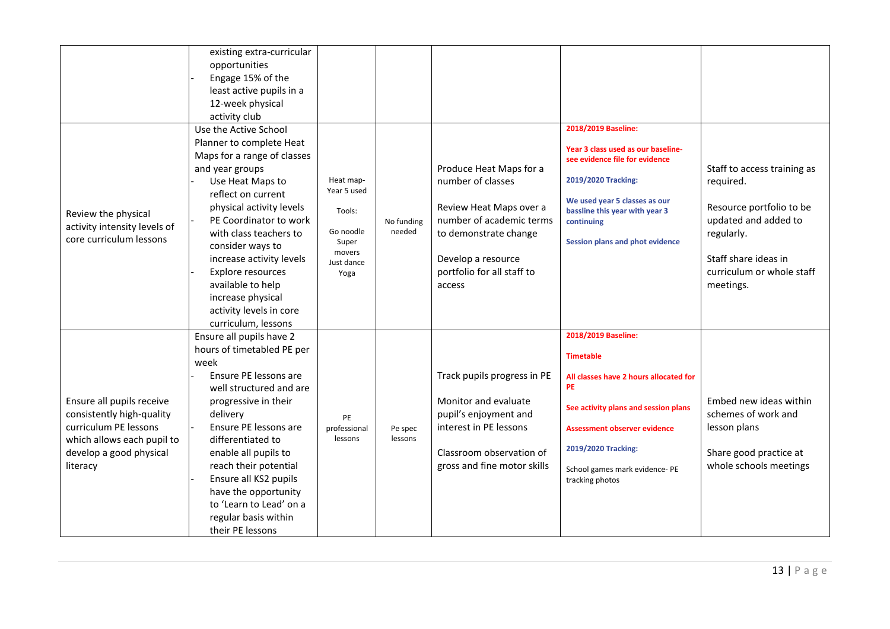| | | | | | | |
|---|---|---|---|---|---|---|
| | existing extra-curricular opportunities<br>- Engage 15% of the least active pupils in a 12-week physical activity club | | | | | |
| Review the physical activity intensity levels of core curriculum lessons | Use the Active School Planner to complete Heat Maps for a range of classes and year groups<br>- Use Heat Maps to reflect on current physical activity levels<br>- PE Coordinator to work with class teachers to consider ways to increase activity levels<br>- Explore resources available to help increase physical activity levels in core curriculum, lessons | Heat map- Year 5 used<br><br>Tools:<br><br>Go noodle<br>Super movers<br>Just dance<br>Yoga | No funding needed | Produce Heat Maps for a number of classes<br><br>Review Heat Maps over a number of academic terms to demonstrate change<br><br>Develop a resource portfolio for all staff to access | **2018/2019 Baseline:**<br><br>**Year 3 class used as our baseline- see evidence file for evidence**<br><br>**2019/2020 Tracking:**<br><br>**We used year 5 classes as our bassline this year with year 3 continuing**<br><br>**Session plans and phot evidence** | Staff to access training as required.<br><br>Resource portfolio to be updated and added to regularly.<br><br>Staff share ideas in curriculum or whole staff meetings. |
| Ensure all pupils receive consistently high-quality curriculum PE lessons which allows each pupil to develop a good physical literacy | Ensure all pupils have 2 hours of timetabled PE per week<br>- Ensure PE lessons are well structured and are progressive in their delivery<br>- Ensure PE lessons are differentiated to enable all pupils to reach their potential<br>- Ensure all KS2 pupils have the opportunity to 'Learn to Lead' on a regular basis within their PE lessons | PE professional lessons | Pe spec lessons | Track pupils progress in PE<br><br>Monitor and evaluate pupil's enjoyment and interest in PE lessons<br><br>Classroom observation of gross and fine motor skills | **2018/2019 Baseline:**<br><br>**Timetable**<br><br>**All classes have 2 hours allocated for PE**<br><br>**See activity plans and session plans**<br><br>**Assessment observer evidence**<br><br>**2019/2020 Tracking:**<br><br>School games mark evidence- PE tracking photos | Embed new ideas within schemes of work and lesson plans<br><br>Share good practice at whole schools meetings |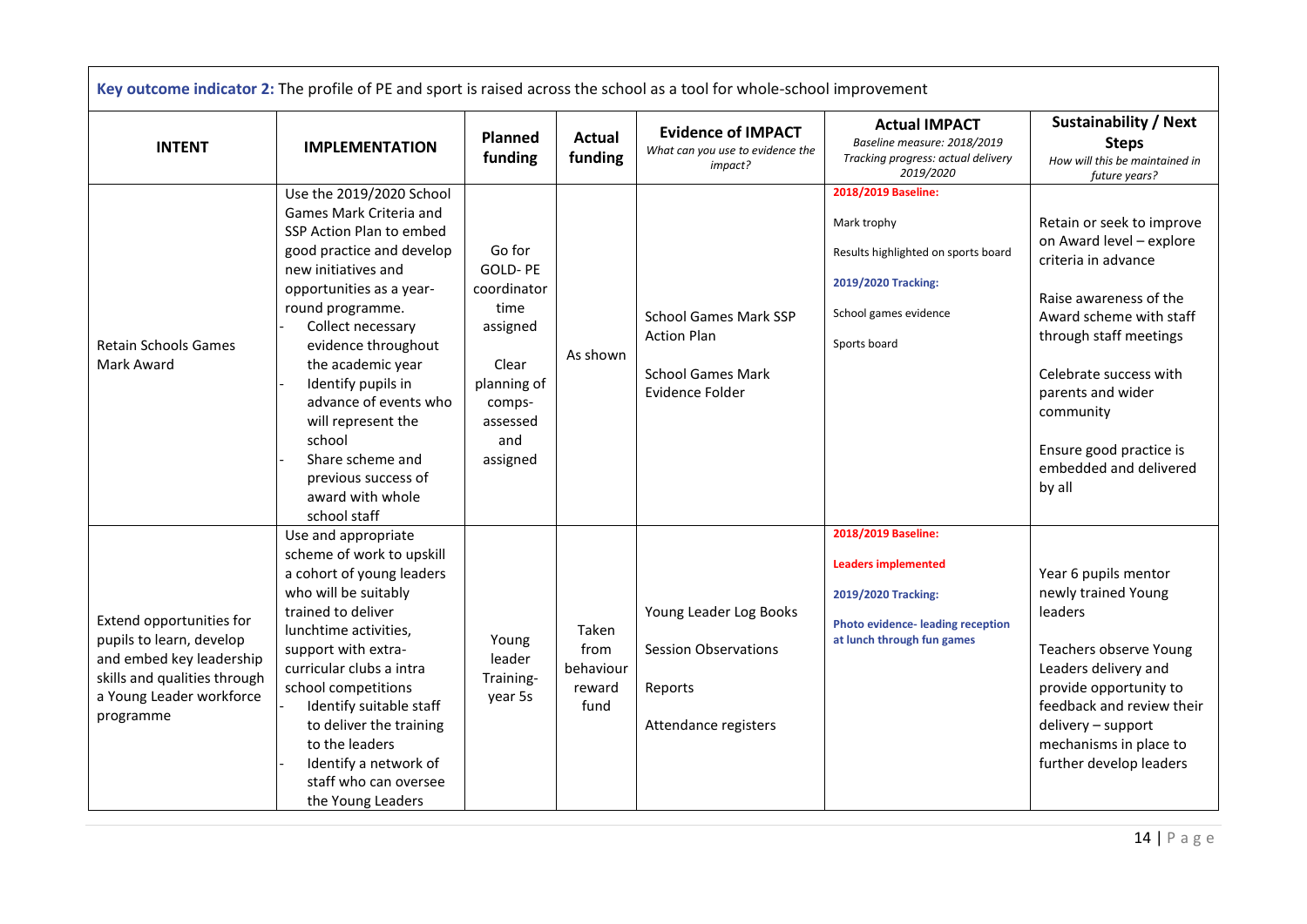**Key outcome indicator 2:** The profile of PE and sport is raised across the school as a tool for whole-school improvement

| INTENT | IMPLEMENTATION | Planned funding | Actual funding | Evidence of IMPACT *What can you use to evidence the impact?* | Actual IMPACT *Baseline measure: 2018/2019 Tracking progress: actual delivery 2019/2020* | Sustainability / Next Steps *How will this be maintained in future years?* |
|---|---|---|---|---|---|---|
| Retain Schools Games Mark Award | Use the 2019/2020 School Games Mark Criteria and SSP Action Plan to embed good practice and develop new initiatives and opportunities as a year-round programme.<br>- Collect necessary evidence throughout the academic year<br>- Identify pupils in advance of events who will represent the school<br>- Share scheme and previous success of award with whole school staff | Go for GOLD- PE coordinator time assigned<br><br>Clear planning of comps- assessed and assigned | As shown | School Games Mark SSP Action Plan<br><br>School Games Mark Evidence Folder | **2018/2019 Baseline:**<br><br>Mark trophy<br><br>Results highlighted on sports board<br><br>**2019/2020 Tracking:**<br><br>School games evidence<br><br>Sports board | Retain or seek to improve on Award level – explore criteria in advance<br><br>Raise awareness of the Award scheme with staff through staff meetings<br><br>Celebrate success with parents and wider community<br><br>Ensure good practice is embedded and delivered by all |
| Extend opportunities for pupils to learn, develop and embed key leadership skills and qualities through a Young Leader workforce programme | Use and appropriate scheme of work to upskill a cohort of young leaders who will be suitably trained to deliver lunchtime activities, support with extra-curricular clubs a intra school competitions<br>- Identify suitable staff to deliver the training to the leaders<br>- Identify a network of staff who can oversee the Young Leaders | Young leader Training- year 5s | Taken from behaviour reward fund | Young Leader Log Books<br><br>Session Observations<br><br>Reports<br><br>Attendance registers | **2018/2019 Baseline:**<br><br>**Leaders implemented**<br><br>**2019/2020 Tracking:**<br><br>**Photo evidence- leading reception at lunch through fun games** | Year 6 pupils mentor newly trained Young leaders<br><br>Teachers observe Young Leaders delivery and provide opportunity to feedback and review their delivery – support mechanisms in place to further develop leaders |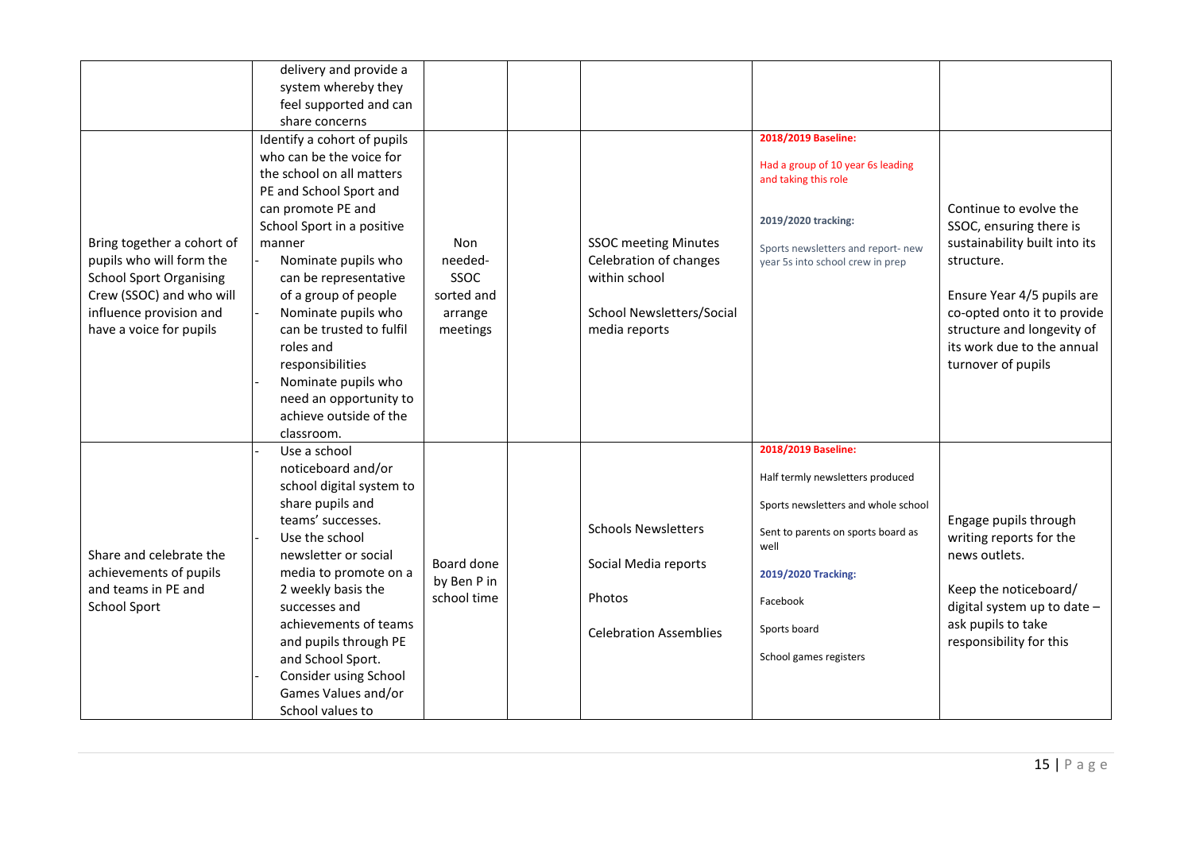| | | | | | | |
|---|---|---|---|---|---|---|
| | delivery and provide a system whereby they feel supported and can share concerns | | | | | |
| Bring together a cohort of pupils who will form the School Sport Organising Crew (SSOC) and who will influence provision and have a voice for pupils | Identify a cohort of pupils who can be the voice for the school on all matters PE and School Sport and can promote PE and School Sport in a positive manner<br>- Nominate pupils who can be representative of a group of people<br>- Nominate pupils who can be trusted to fulfil roles and responsibilities<br>- Nominate pupils who need an opportunity to achieve outside of the classroom. | Non needed- SSOC sorted and arrange meetings | | SSOC meeting Minutes<br>Celebration of changes within school<br><br>School Newsletters/Social media reports | **2018/2019 Baseline:**<br><br>Had a group of 10 year 6s leading and taking this role<br><br>**2019/2020 tracking:**<br><br>Sports newsletters and report- new year 5s into school crew in prep | Continue to evolve the SSOC, ensuring there is sustainability built into its structure.<br><br>Ensure Year 4/5 pupils are co-opted onto it to provide structure and longevity of its work due to the annual turnover of pupils |
| Share and celebrate the achievements of pupils and teams in PE and School Sport | - Use a school noticeboard and/or school digital system to share pupils and teams' successes.<br>- Use the school newsletter or social media to promote on a 2 weekly basis the successes and achievements of teams and pupils through PE and School Sport.<br>- Consider using School Games Values and/or School values to | Board done by Ben P in school time | | Schools Newsletters<br><br>Social Media reports<br><br>Photos<br><br>Celebration Assemblies | **2018/2019 Baseline:**<br><br>Half termly newsletters produced<br><br>Sports newsletters and whole school<br><br>Sent to parents on sports board as well<br><br>**2019/2020 Tracking:**<br><br>Facebook<br><br>Sports board<br><br>School games registers | Engage pupils through writing reports for the news outlets.<br><br>Keep the noticeboard/ digital system up to date – ask pupils to take responsibility for this |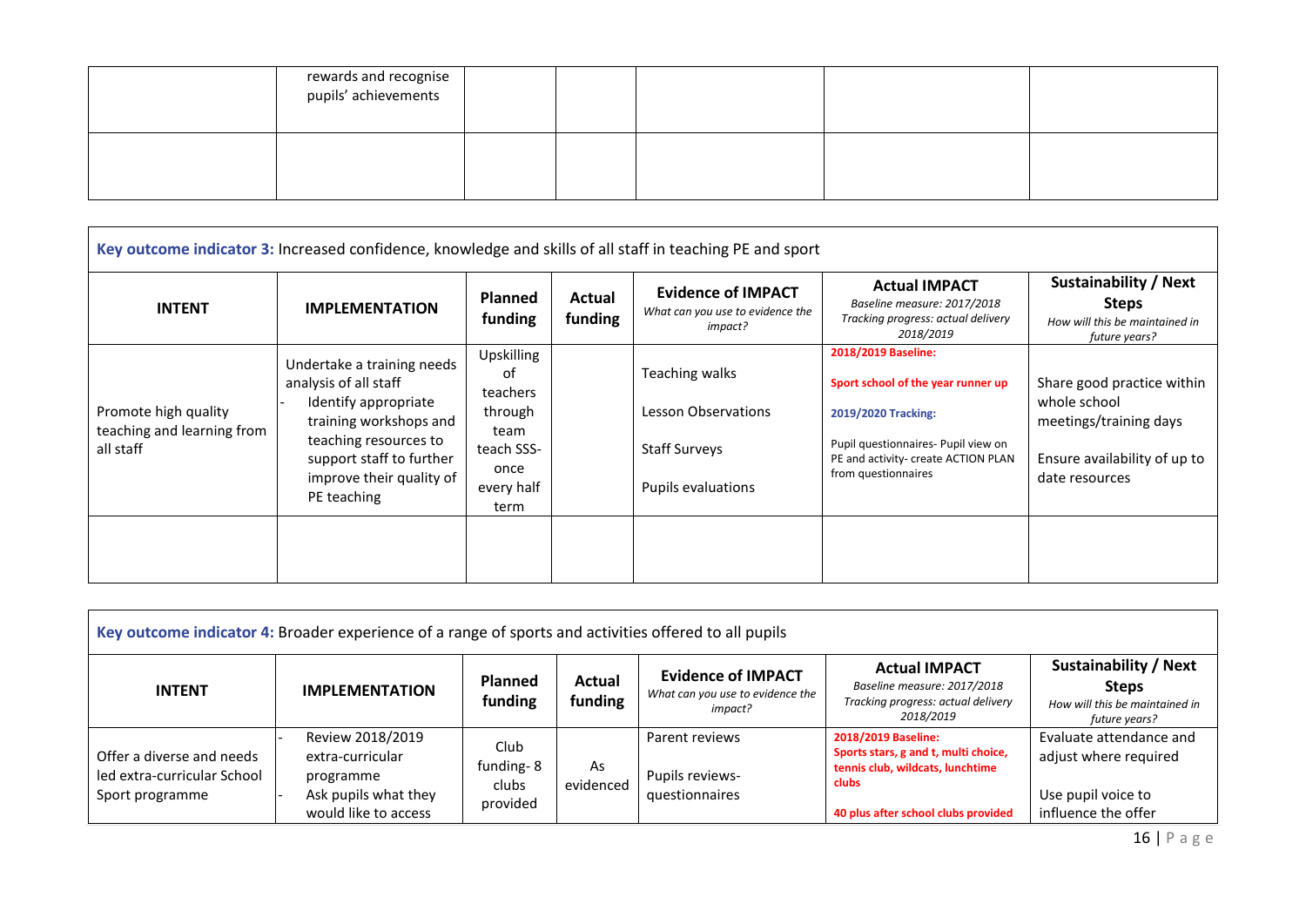| | rewards and recognise pupils' achievements | | | | | |
|---|---|---|---|---|---|---|
| | | | | | | |

**Key outcome indicator 3:** Increased confidence, knowledge and skills of all staff in teaching PE and sport

| INTENT | IMPLEMENTATION | Planned funding | Actual funding | Evidence of IMPACT *What can you use to evidence the impact?* | Actual IMPACT *Baseline measure: 2017/2018 Tracking progress: actual delivery 2018/2019* | Sustainability / Next Steps *How will this be maintained in future years?* |
|---|---|---|---|---|---|---|
| Promote high quality teaching and learning from all staff | Undertake a training needs analysis of all staff<br>- Identify appropriate training workshops and teaching resources to support staff to further improve their quality of PE teaching | Upskilling of teachers through team teach SSS- once every half term | | Teaching walks<br>Lesson Observations<br>Staff Surveys<br>Pupils evaluations | **2018/2019 Baseline:**<br>**Sport school of the year runner up**<br>**2019/2020 Tracking:**<br>Pupil questionnaires- Pupil view on PE and activity- create ACTION PLAN from questionnaires | Share good practice within whole school meetings/training days<br>Ensure availability of up to date resources |
| | | | | | | |

**Key outcome indicator 4:** Broader experience of a range of sports and activities offered to all pupils

| INTENT | IMPLEMENTATION | Planned funding | Actual funding | Evidence of IMPACT *What can you use to evidence the impact?* | Actual IMPACT *Baseline measure: 2017/2018 Tracking progress: actual delivery 2018/2019* | Sustainability / Next Steps *How will this be maintained in future years?* |
|---|---|---|---|---|---|---|
| Offer a diverse and needs led extra-curricular School Sport programme | - Review 2018/2019 extra-curricular programme<br>- Ask pupils what they would like to access | Club funding- 8 clubs provided | As evidenced | Parent reviews<br>Pupils reviews- questionnaires | **2018/2019 Baseline:**<br>**Sports stars, g and t, multi choice, tennis club, wildcats, lunchtime clubs**<br>**40 plus after school clubs provided** | Evaluate attendance and adjust where required<br>Use pupil voice to influence the offer |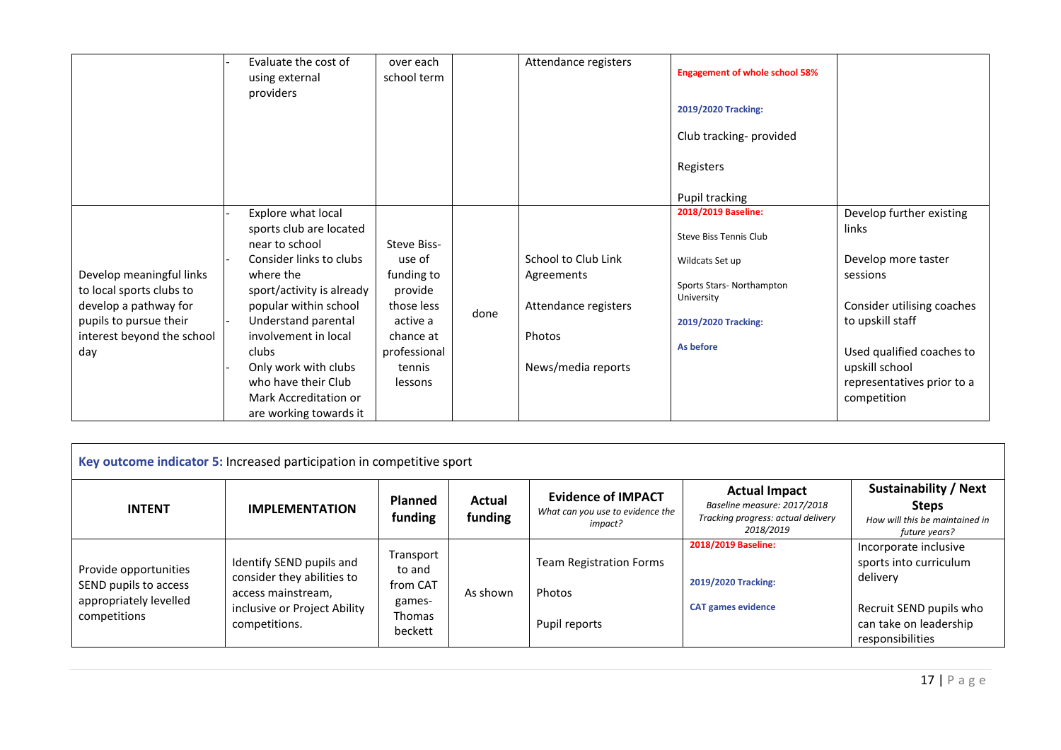| | | | | | | |
|---|---|---|---|---|---|---|
| | - Evaluate the cost of using external providers | over each school term | | Attendance registers | **Engagement of whole school 58%**<br><br>**2019/2020 Tracking:**<br><br>Club tracking- provided<br><br>Registers<br><br>Pupil tracking | |
| Develop meaningful links to local sports clubs to develop a pathway for pupils to pursue their interest beyond the school day | - Explore what local sports club are located near to school<br>- Consider links to clubs where the sport/activity is already popular within school<br>- Understand parental involvement in local clubs<br>- Only work with clubs who have their Club Mark Accreditation or are working towards it | Steve Biss- use of funding to provide those less active a chance at professional tennis lessons | done | School to Club Link Agreements<br><br>Attendance registers<br><br>Photos<br><br>News/media reports | **2018/2019 Baseline:**<br><br>Steve Biss Tennis Club<br><br>Wildcats Set up<br><br>Sports Stars- Northampton University<br><br>**2019/2020 Tracking:**<br><br>**As before** | Develop further existing links<br><br>Develop more taster sessions<br><br>Consider utilising coaches to upskill staff<br><br>Used qualified coaches to upskill school representatives prior to a competition |

**Key outcome indicator 5:** Increased participation in competitive sport

| INTENT | IMPLEMENTATION | Planned funding | Actual funding | Evidence of IMPACT<br>*What can you use to evidence the impact?* | Actual Impact<br>*Baseline measure: 2017/2018*<br>*Tracking progress: actual delivery 2018/2019* | Sustainability / Next Steps<br>*How will this be maintained in future years?* |
|---|---|---|---|---|---|---|
| Provide opportunities SEND pupils to access appropriately levelled competitions | Identify SEND pupils and consider they abilities to access mainstream, inclusive or Project Ability competitions. | Transport to and from CAT games- Thomas beckett | As shown | Team Registration Forms<br><br>Photos<br><br>Pupil reports | **2018/2019 Baseline:**<br><br>**2019/2020 Tracking:**<br><br>**CAT games evidence** | Incorporate inclusive sports into curriculum delivery<br><br>Recruit SEND pupils who can take on leadership responsibilities |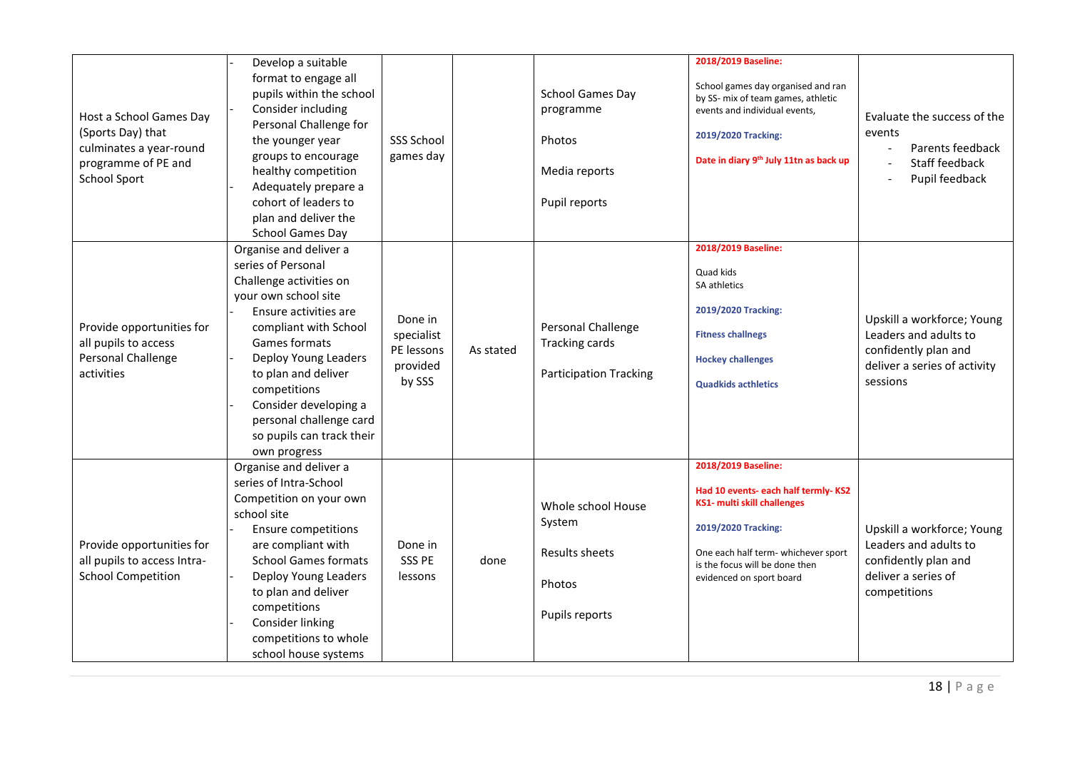| | | | | | | |
|---|---|---|---|---|---|---|
| Host a School Games Day (Sports Day) that culminates a year-round programme of PE and School Sport | - Develop a suitable format to engage all pupils within the school<br>- Consider including Personal Challenge for the younger year groups to encourage healthy competition<br>- Adequately prepare a cohort of leaders to plan and deliver the School Games Day | SSS School games day | | School Games Day programme<br><br>Photos<br><br>Media reports<br><br>Pupil reports | **2018/2019 Baseline:**<br><br>School games day organised and ran by SS- mix of team games, athletic events and individual events,<br><br>**2019/2020 Tracking:**<br><br>**Date in diary 9th July 11tn as back up** | Evaluate the success of the events<br>- Parents feedback<br>- Staff feedback<br>- Pupil feedback |
| Provide opportunities for all pupils to access Personal Challenge activities | Organise and deliver a series of Personal Challenge activities on your own school site<br>- Ensure activities are compliant with School Games formats<br>- Deploy Young Leaders to plan and deliver competitions<br>- Consider developing a personal challenge card so pupils can track their own progress | Done in specialist PE lessons provided by SSS | As stated | Personal Challenge Tracking cards<br><br>Participation Tracking | **2018/2019 Baseline:**<br><br>Quad kids<br>SA athletics<br><br>**2019/2020 Tracking:**<br><br>**Fitness challnegs**<br><br>**Hockey challenges**<br><br>**Quadkids acthletics** | Upskill a workforce; Young Leaders and adults to confidently plan and deliver a series of activity sessions |
| Provide opportunities for all pupils to access Intra-School Competition | Organise and deliver a series of Intra-School Competition on your own school site<br>- Ensure competitions are compliant with School Games formats<br>- Deploy Young Leaders to plan and deliver competitions<br>- Consider linking competitions to whole school house systems | Done in SSS PE lessons | done | Whole school House System<br><br>Results sheets<br><br>Photos<br><br>Pupils reports | **2018/2019 Baseline:**<br><br>**Had 10 events- each half termly- KS2 KS1- multi skill challenges**<br><br>**2019/2020 Tracking:**<br><br>One each half term- whichever sport is the focus will be done then evidenced on sport board | Upskill a workforce; Young Leaders and adults to confidently plan and deliver a series of competitions |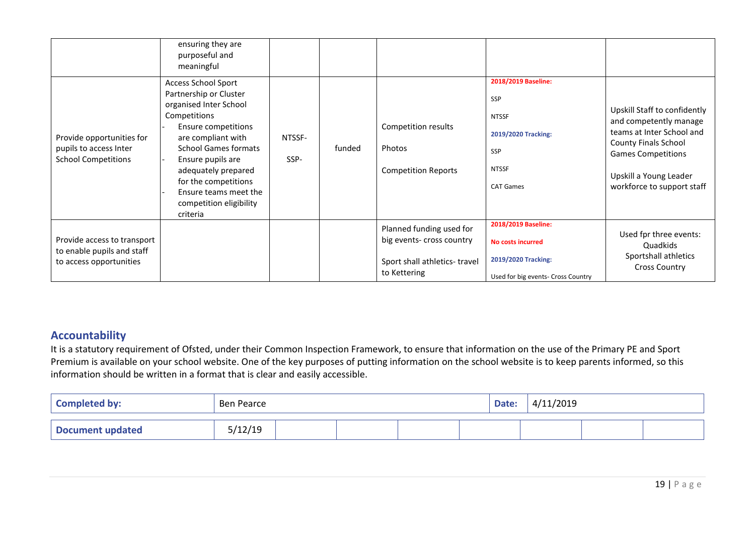| | | | | | | |
|---|---|---|---|---|---|---|
| | ensuring they are purposeful and meaningful | | | | | |
| Provide opportunities for pupils to access Inter School Competitions | Access School Sport Partnership or Cluster organised Inter School Competitions<br>- Ensure competitions are compliant with School Games formats<br>- Ensure pupils are adequately prepared for the competitions<br>- Ensure teams meet the competition eligibility criteria | NTSSF-<br><br>SSP- | funded | Competition results<br><br>Photos<br><br>Competition Reports | **2018/2019 Baseline:**<br><br>SSP<br><br>NTSSF<br><br>**2019/2020 Tracking:**<br><br>SSP<br><br>NTSSF<br><br>CAT Games | Upskill Staff to confidently and competently manage teams at Inter School and County Finals School Games Competitions<br><br>Upskill a Young Leader workforce to support staff |
| Provide access to transport to enable pupils and staff to access opportunities | | | | Planned funding used for big events- cross country<br><br>Sport shall athletics- travel to Kettering | **2018/2019 Baseline:**<br><br>**No costs incurred**<br><br>**2019/2020 Tracking:**<br><br>Used for big events- Cross Country | Used fpr three events:<br>Quadkids<br>Sportshall athletics<br>Cross Country |

## Accountability

It is a statutory requirement of Ofsted, under their Common Inspection Framework, to ensure that information on the use of the Primary PE and Sport Premium is available on your school website. One of the key purposes of putting information on the school website is to keep parents informed, so this information should be written in a format that is clear and easily accessible.

| **Completed by:** | Ben Pearce | **Date:** | 4/11/2019 |
|---|---|---|---|

| **Document updated** | 5/12/19 | | | | | | | |
|---|---|---|---|---|---|---|---|---|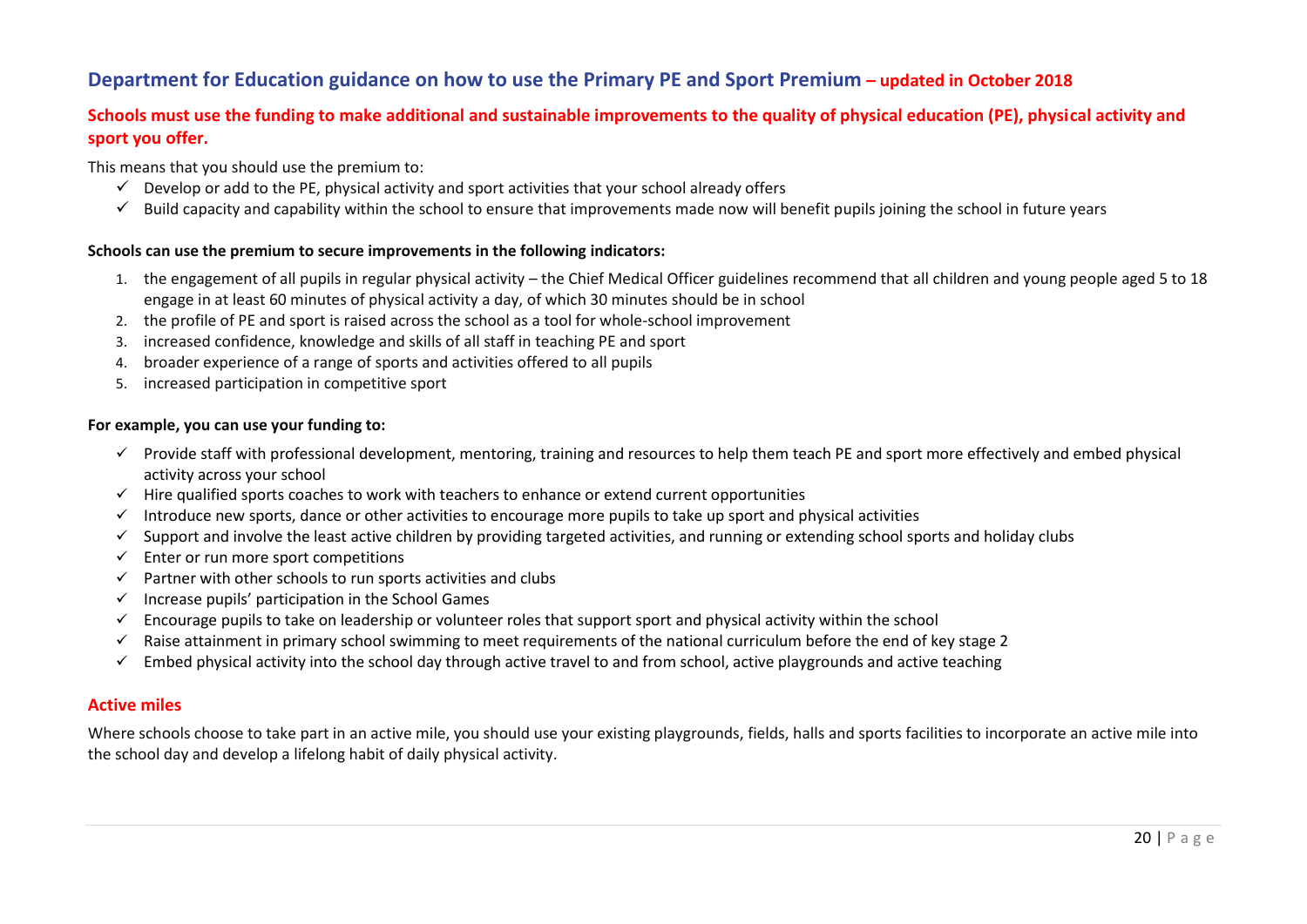## Department for Education guidance on how to use the Primary PE and Sport Premium – updated in October 2018

**Schools must use the funding to make additional and sustainable improvements to the quality of physical education (PE), physical activity and sport you offer.**

This means that you should use the premium to:

- ✓ Develop or add to the PE, physical activity and sport activities that your school already offers
- ✓ Build capacity and capability within the school to ensure that improvements made now will benefit pupils joining the school in future years

**Schools can use the premium to secure improvements in the following indicators:**

1. the engagement of all pupils in regular physical activity – the Chief Medical Officer guidelines recommend that all children and young people aged 5 to 18 engage in at least 60 minutes of physical activity a day, of which 30 minutes should be in school
2. the profile of PE and sport is raised across the school as a tool for whole-school improvement
3. increased confidence, knowledge and skills of all staff in teaching PE and sport
4. broader experience of a range of sports and activities offered to all pupils
5. increased participation in competitive sport

**For example, you can use your funding to:**

- ✓ Provide staff with professional development, mentoring, training and resources to help them teach PE and sport more effectively and embed physical activity across your school
- ✓ Hire qualified sports coaches to work with teachers to enhance or extend current opportunities
- ✓ Introduce new sports, dance or other activities to encourage more pupils to take up sport and physical activities
- ✓ Support and involve the least active children by providing targeted activities, and running or extending school sports and holiday clubs
- ✓ Enter or run more sport competitions
- ✓ Partner with other schools to run sports activities and clubs
- ✓ Increase pupils' participation in the School Games
- ✓ Encourage pupils to take on leadership or volunteer roles that support sport and physical activity within the school
- ✓ Raise attainment in primary school swimming to meet requirements of the national curriculum before the end of key stage 2
- ✓ Embed physical activity into the school day through active travel to and from school, active playgrounds and active teaching

### Active miles

Where schools choose to take part in an active mile, you should use your existing playgrounds, fields, halls and sports facilities to incorporate an active mile into the school day and develop a lifelong habit of daily physical activity.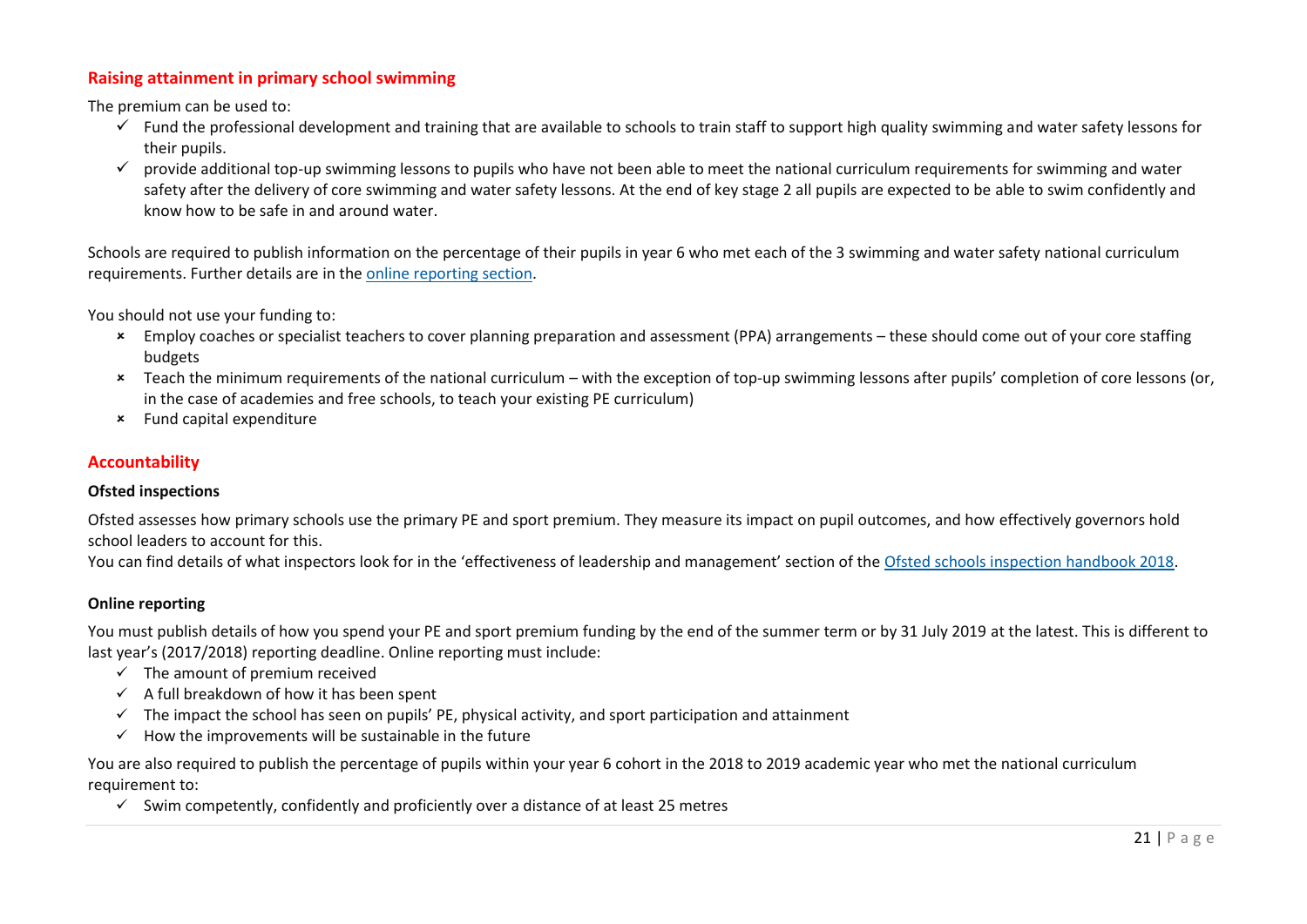## Raising attainment in primary school swimming

The premium can be used to:

- ✓ Fund the professional development and training that are available to schools to train staff to support high quality swimming and water safety lessons for their pupils.
- ✓ provide additional top-up swimming lessons to pupils who have not been able to meet the national curriculum requirements for swimming and water safety after the delivery of core swimming and water safety lessons. At the end of key stage 2 all pupils are expected to be able to swim confidently and know how to be safe in and around water.

Schools are required to publish information on the percentage of their pupils in year 6 who met each of the 3 swimming and water safety national curriculum requirements. Further details are in the [online reporting section](#).

You should not use your funding to:

- × Employ coaches or specialist teachers to cover planning preparation and assessment (PPA) arrangements – these should come out of your core staffing budgets
- × Teach the minimum requirements of the national curriculum – with the exception of top-up swimming lessons after pupils' completion of core lessons (or, in the case of academies and free schools, to teach your existing PE curriculum)
- × Fund capital expenditure

## Accountability

### Ofsted inspections

Ofsted assesses how primary schools use the primary PE and sport premium. They measure its impact on pupil outcomes, and how effectively governors hold school leaders to account for this.
You can find details of what inspectors look for in the 'effectiveness of leadership and management' section of the [Ofsted schools inspection handbook 2018](#).

### Online reporting

You must publish details of how you spend your PE and sport premium funding by the end of the summer term or by 31 July 2019 at the latest. This is different to last year's (2017/2018) reporting deadline. Online reporting must include:

- ✓ The amount of premium received
- ✓ A full breakdown of how it has been spent
- ✓ The impact the school has seen on pupils' PE, physical activity, and sport participation and attainment
- ✓ How the improvements will be sustainable in the future

You are also required to publish the percentage of pupils within your year 6 cohort in the 2018 to 2019 academic year who met the national curriculum requirement to:

- ✓ Swim competently, confidently and proficiently over a distance of at least 25 metres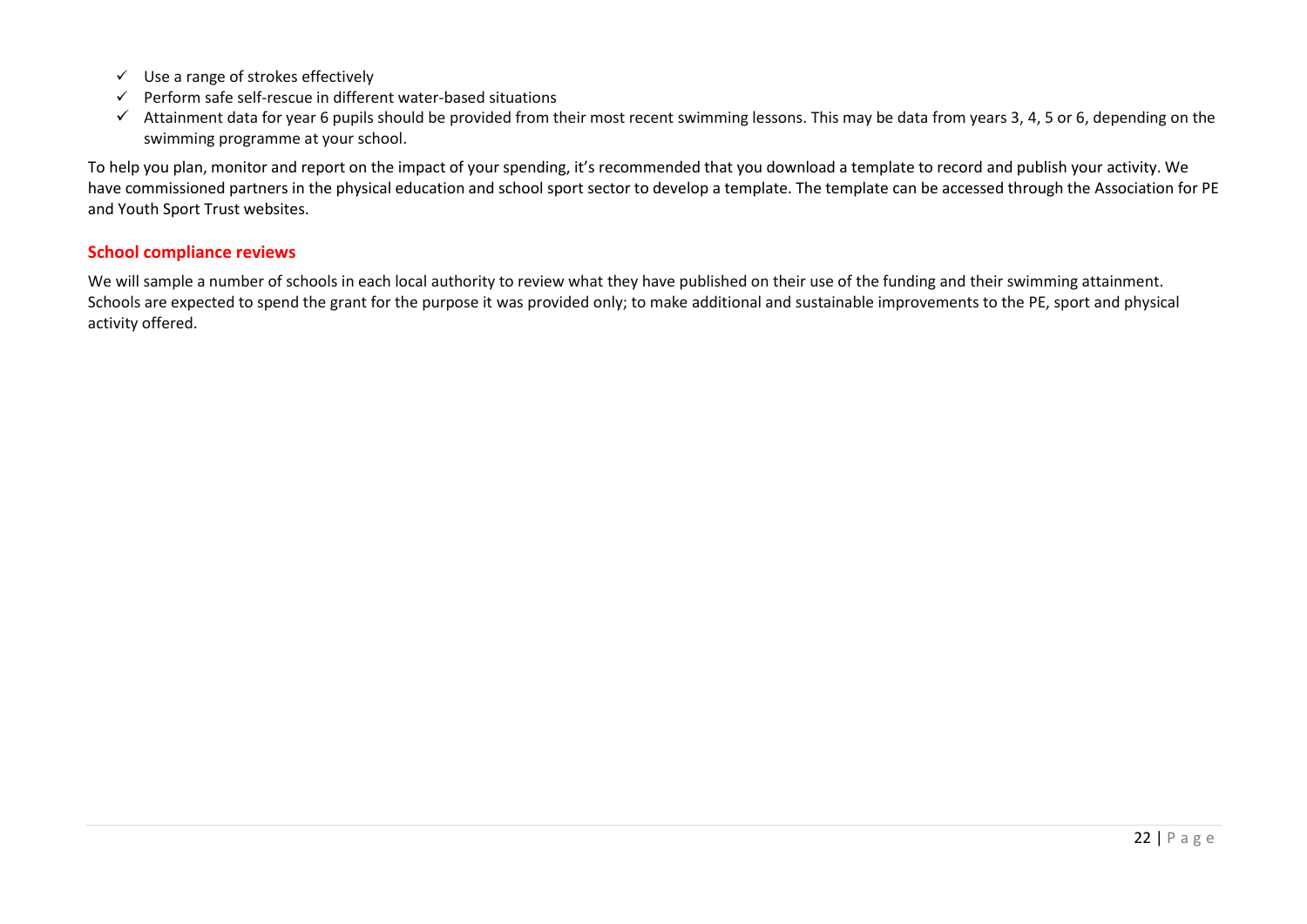- ✓ Use a range of strokes effectively
- ✓ Perform safe self-rescue in different water-based situations
- ✓ Attainment data for year 6 pupils should be provided from their most recent swimming lessons. This may be data from years 3, 4, 5 or 6, depending on the swimming programme at your school.

To help you plan, monitor and report on the impact of your spending, it's recommended that you download a template to record and publish your activity. We have commissioned partners in the physical education and school sport sector to develop a template. The template can be accessed through the Association for PE and Youth Sport Trust websites.

## School compliance reviews

We will sample a number of schools in each local authority to review what they have published on their use of the funding and their swimming attainment. Schools are expected to spend the grant for the purpose it was provided only; to make additional and sustainable improvements to the PE, sport and physical activity offered.